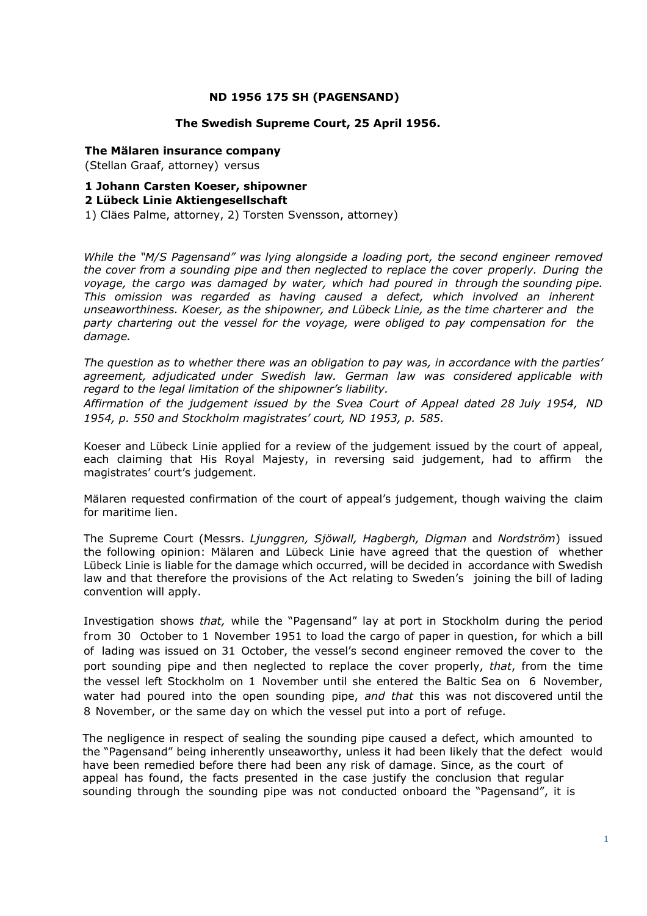**ND 1956 175 SH (PAGENSAND)**

**The Swedish Supreme Court, 25 April 1956.**

**The Mälaren insurance company**
(Stellan Graaf, attorney) versus

**1 Johann Carsten Koeser, shipowner**
**2 Lübeck Linie Aktiengesellschaft**
1) Cläes Palme, attorney, 2) Torsten Svensson, attorney)

*While the "M/S Pagensand" was lying alongside a loading port, the second engineer removed the cover from a sounding pipe and then neglected to replace the cover properly. During the voyage, the cargo was damaged by water, which had poured in through the sounding pipe. This omission was regarded as having caused a defect, which involved an inherent unseaworthiness. Koeser, as the shipowner, and Lübeck Linie, as the time charterer and the party chartering out the vessel for the voyage, were obliged to pay compensation for the damage.*

*The question as to whether there was an obligation to pay was, in accordance with the parties' agreement, adjudicated under Swedish law. German law was considered applicable with regard to the legal limitation of the shipowner's liability.*
*Affirmation of the judgement issued by the Svea Court of Appeal dated 28 July 1954, ND 1954, p. 550 and Stockholm magistrates' court, ND 1953, p. 585.*

Koeser and Lübeck Linie applied for a review of the judgement issued by the court of appeal, each claiming that His Royal Majesty, in reversing said judgement, had to affirm the magistrates' court's judgement.

Mälaren requested confirmation of the court of appeal's judgement, though waiving the claim for maritime lien.

The Supreme Court (Messrs. *Ljunggren, Sjöwall, Hagbergh, Digman* and *Nordström*) issued the following opinion: Mälaren and Lübeck Linie have agreed that the question of whether Lübeck Linie is liable for the damage which occurred, will be decided in accordance with Swedish law and that therefore the provisions of the Act relating to Sweden's joining the bill of lading convention will apply.

Investigation shows *that,* while the "Pagensand" lay at port in Stockholm during the period from 30 October to 1 November 1951 to load the cargo of paper in question, for which a bill of lading was issued on 31 October, the vessel's second engineer removed the cover to the port sounding pipe and then neglected to replace the cover properly, *that*, from the time the vessel left Stockholm on 1 November until she entered the Baltic Sea on 6 November, water had poured into the open sounding pipe, *and that* this was not discovered until the 8 November, or the same day on which the vessel put into a port of refuge.

The negligence in respect of sealing the sounding pipe caused a defect, which amounted to the "Pagensand" being inherently unseaworthy, unless it had been likely that the defect would have been remedied before there had been any risk of damage. Since, as the court of appeal has found, the facts presented in the case justify the conclusion that regular sounding through the sounding pipe was not conducted onboard the "Pagensand", it is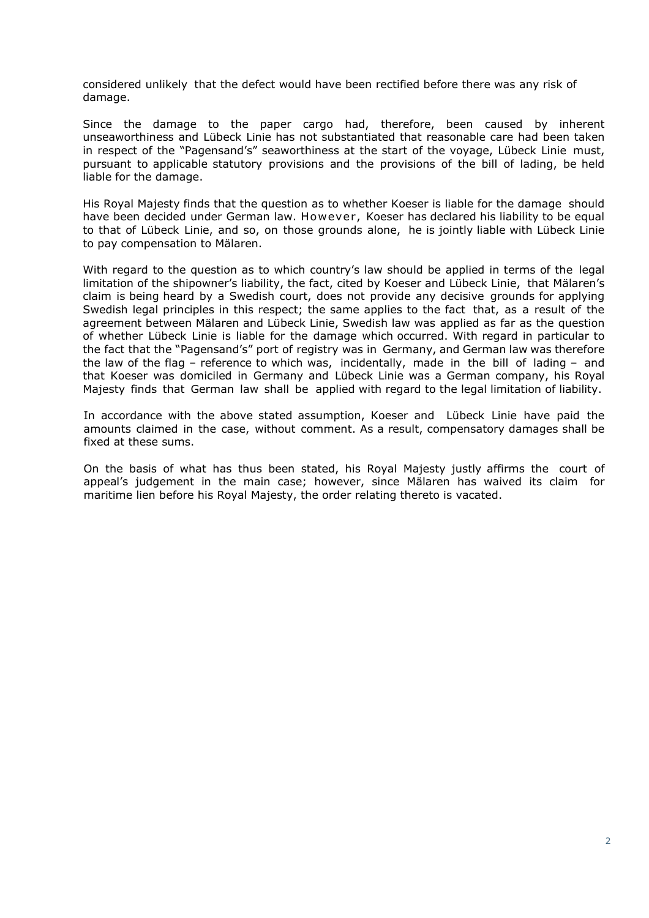considered unlikely that the defect would have been rectified before there was any risk of damage.

Since the damage to the paper cargo had, therefore, been caused by inherent unseaworthiness and Lübeck Linie has not substantiated that reasonable care had been taken in respect of the "Pagensand's" seaworthiness at the start of the voyage, Lübeck Linie must, pursuant to applicable statutory provisions and the provisions of the bill of lading, be held liable for the damage.

His Royal Majesty finds that the question as to whether Koeser is liable for the damage should have been decided under German law. However, Koeser has declared his liability to be equal to that of Lübeck Linie, and so, on those grounds alone, he is jointly liable with Lübeck Linie to pay compensation to Mälaren.

With regard to the question as to which country's law should be applied in terms of the legal limitation of the shipowner's liability, the fact, cited by Koeser and Lübeck Linie, that Mälaren's claim is being heard by a Swedish court, does not provide any decisive grounds for applying Swedish legal principles in this respect; the same applies to the fact that, as a result of the agreement between Mälaren and Lübeck Linie, Swedish law was applied as far as the question of whether Lübeck Linie is liable for the damage which occurred. With regard in particular to the fact that the "Pagensand's" port of registry was in Germany, and German law was therefore the law of the flag – reference to which was, incidentally, made in the bill of lading – and that Koeser was domiciled in Germany and Lübeck Linie was a German company, his Royal Majesty finds that German law shall be applied with regard to the legal limitation of liability.

In accordance with the above stated assumption, Koeser and Lübeck Linie have paid the amounts claimed in the case, without comment. As a result, compensatory damages shall be fixed at these sums.

On the basis of what has thus been stated, his Royal Majesty justly affirms the court of appeal's judgement in the main case; however, since Mälaren has waived its claim for maritime lien before his Royal Majesty, the order relating thereto is vacated.